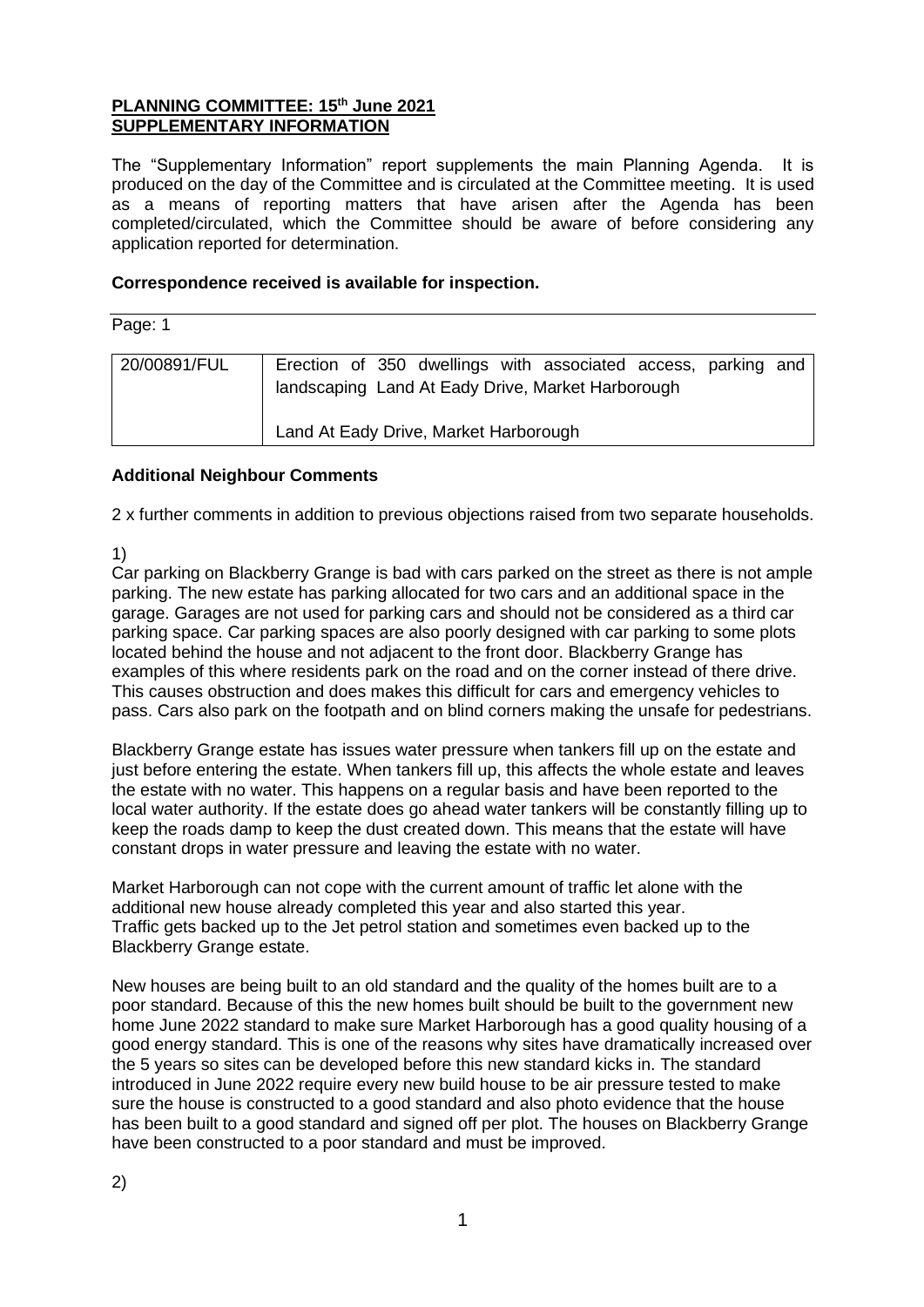**PLANNING COMMITTEE: 15th June 2021**
**SUPPLEMENTARY INFORMATION**

The "Supplementary Information" report supplements the main Planning Agenda. It is produced on the day of the Committee and is circulated at the Committee meeting. It is used as a means of reporting matters that have arisen after the Agenda has been completed/circulated, which the Committee should be aware of before considering any application reported for determination.

**Correspondence received is available for inspection.**

Page: 1

| 20/00891/FUL | Erection of 350 dwellings with associated access, parking and landscaping Land At Eady Drive, Market Harborough<br><br>Land At Eady Drive, Market Harborough |
|---|---|

**Additional Neighbour Comments**

2 x further comments in addition to previous objections raised from two separate households.

1)

Car parking on Blackberry Grange is bad with cars parked on the street as there is not ample parking. The new estate has parking allocated for two cars and an additional space in the garage. Garages are not used for parking cars and should not be considered as a third car parking space. Car parking spaces are also poorly designed with car parking to some plots located behind the house and not adjacent to the front door. Blackberry Grange has examples of this where residents park on the road and on the corner instead of there drive. This causes obstruction and does makes this difficult for cars and emergency vehicles to pass. Cars also park on the footpath and on blind corners making the unsafe for pedestrians.

Blackberry Grange estate has issues water pressure when tankers fill up on the estate and just before entering the estate. When tankers fill up, this affects the whole estate and leaves the estate with no water. This happens on a regular basis and have been reported to the local water authority. If the estate does go ahead water tankers will be constantly filling up to keep the roads damp to keep the dust created down. This means that the estate will have constant drops in water pressure and leaving the estate with no water.

Market Harborough can not cope with the current amount of traffic let alone with the additional new house already completed this year and also started this year.
Traffic gets backed up to the Jet petrol station and sometimes even backed up to the Blackberry Grange estate.

New houses are being built to an old standard and the quality of the homes built are to a poor standard. Because of this the new homes built should be built to the government new home June 2022 standard to make sure Market Harborough has a good quality housing of a good energy standard. This is one of the reasons why sites have dramatically increased over the 5 years so sites can be developed before this new standard kicks in. The standard introduced in June 2022 require every new build house to be air pressure tested to make sure the house is constructed to a good standard and also photo evidence that the house has been built to a good standard and signed off per plot. The houses on Blackberry Grange have been constructed to a poor standard and must be improved.

2)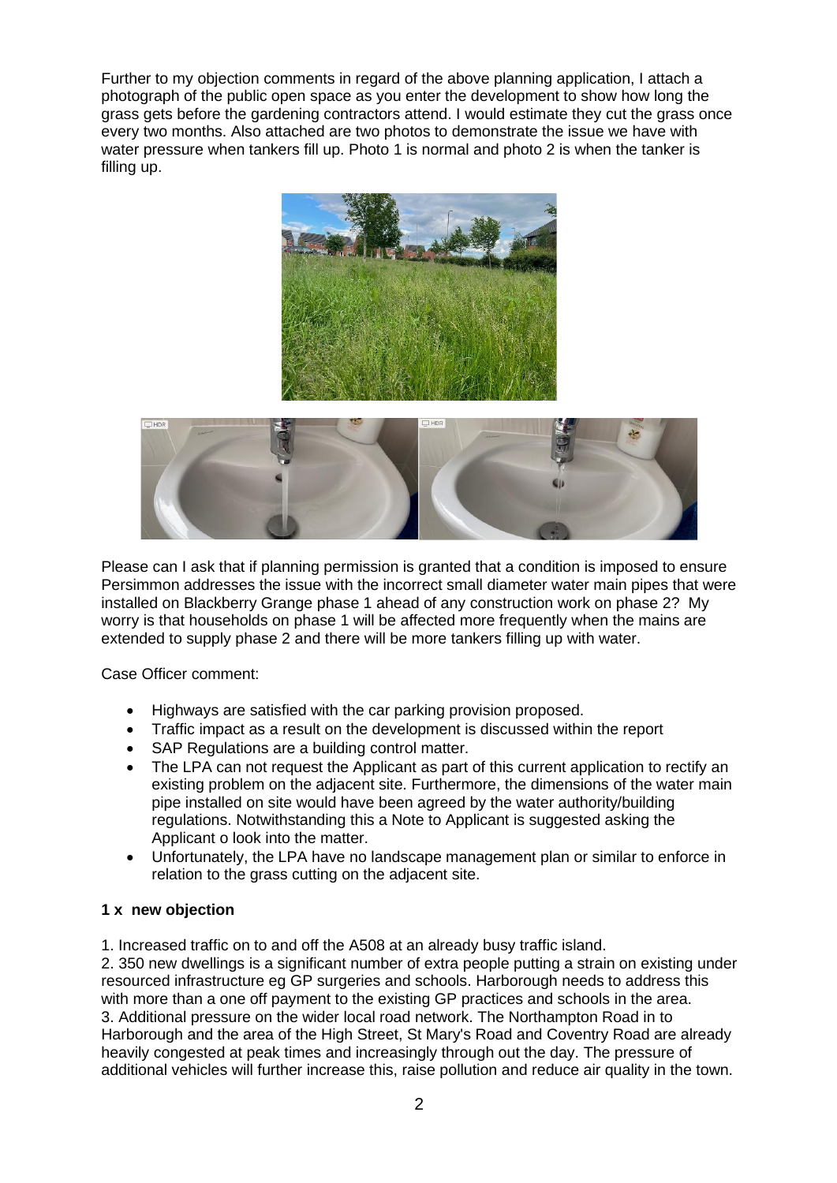Further to my objection comments in regard of the above planning application, I attach a photograph of the public open space as you enter the development to show how long the grass gets before the gardening contractors attend. I would estimate they cut the grass once every two months. Also attached are two photos to demonstrate the issue we have with water pressure when tankers fill up. Photo 1 is normal and photo 2 is when the tanker is filling up.

Please can I ask that if planning permission is granted that a condition is imposed to ensure Persimmon addresses the issue with the incorrect small diameter water main pipes that were installed on Blackberry Grange phase 1 ahead of any construction work on phase 2? My worry is that households on phase 1 will be affected more frequently when the mains are extended to supply phase 2 and there will be more tankers filling up with water.

Case Officer comment:

- Highways are satisfied with the car parking provision proposed.
- Traffic impact as a result on the development is discussed within the report
- SAP Regulations are a building control matter.
- The LPA can not request the Applicant as part of this current application to rectify an existing problem on the adjacent site. Furthermore, the dimensions of the water main pipe installed on site would have been agreed by the water authority/building regulations. Notwithstanding this a Note to Applicant is suggested asking the Applicant o look into the matter.
- Unfortunately, the LPA have no landscape management plan or similar to enforce in relation to the grass cutting on the adjacent site.

**1 x new objection**

1. Increased traffic on to and off the A508 at an already busy traffic island.
2. 350 new dwellings is a significant number of extra people putting a strain on existing under resourced infrastructure eg GP surgeries and schools. Harborough needs to address this with more than a one off payment to the existing GP practices and schools in the area.
3. Additional pressure on the wider local road network. The Northampton Road in to Harborough and the area of the High Street, St Mary's Road and Coventry Road are already heavily congested at peak times and increasingly through out the day. The pressure of additional vehicles will further increase this, raise pollution and reduce air quality in the town.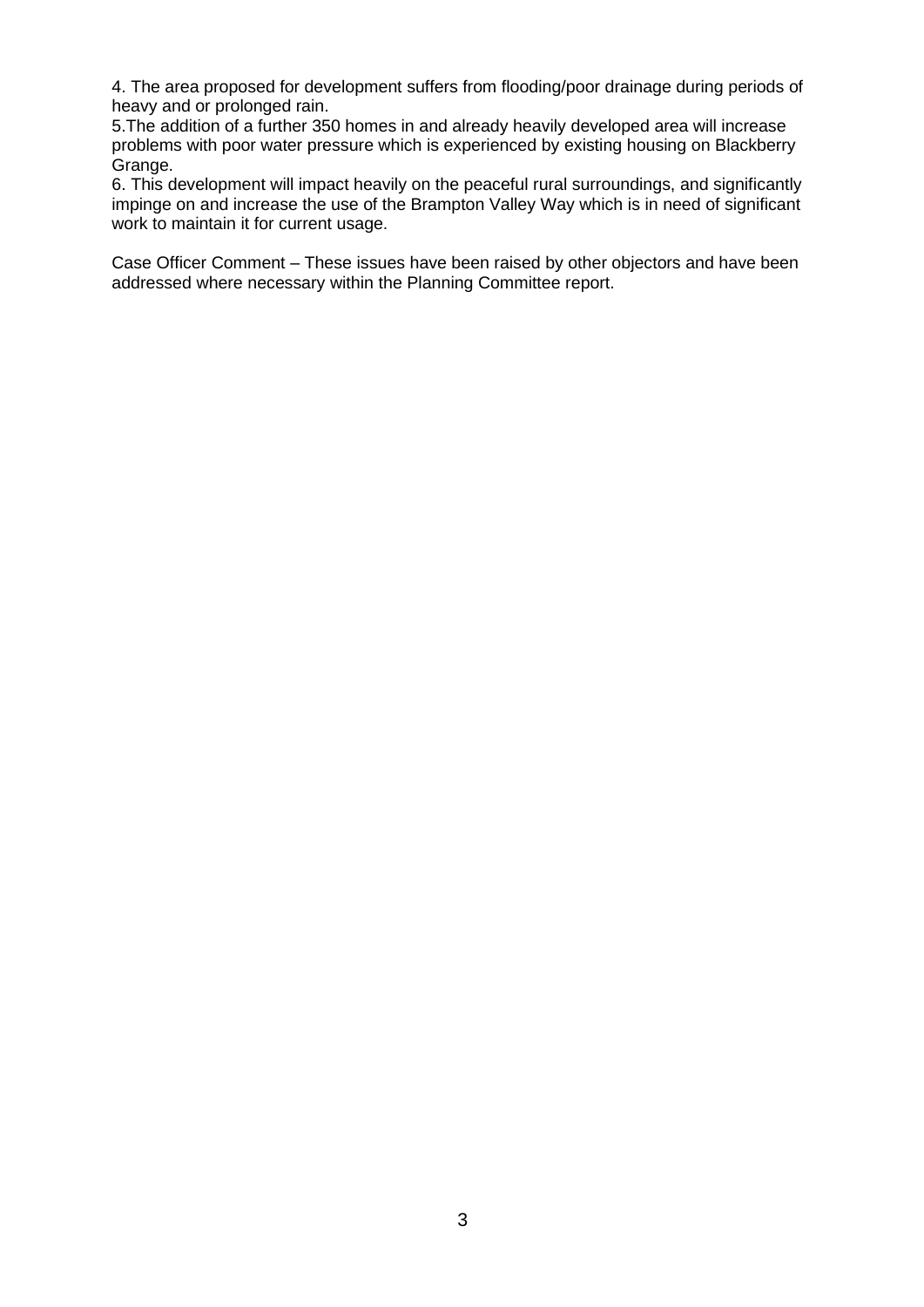4. The area proposed for development suffers from flooding/poor drainage during periods of heavy and or prolonged rain.

5.The addition of a further 350 homes in and already heavily developed area will increase problems with poor water pressure which is experienced by existing housing on Blackberry Grange.

6. This development will impact heavily on the peaceful rural surroundings, and significantly impinge on and increase the use of the Brampton Valley Way which is in need of significant work to maintain it for current usage.

Case Officer Comment – These issues have been raised by other objectors and have been addressed where necessary within the Planning Committee report.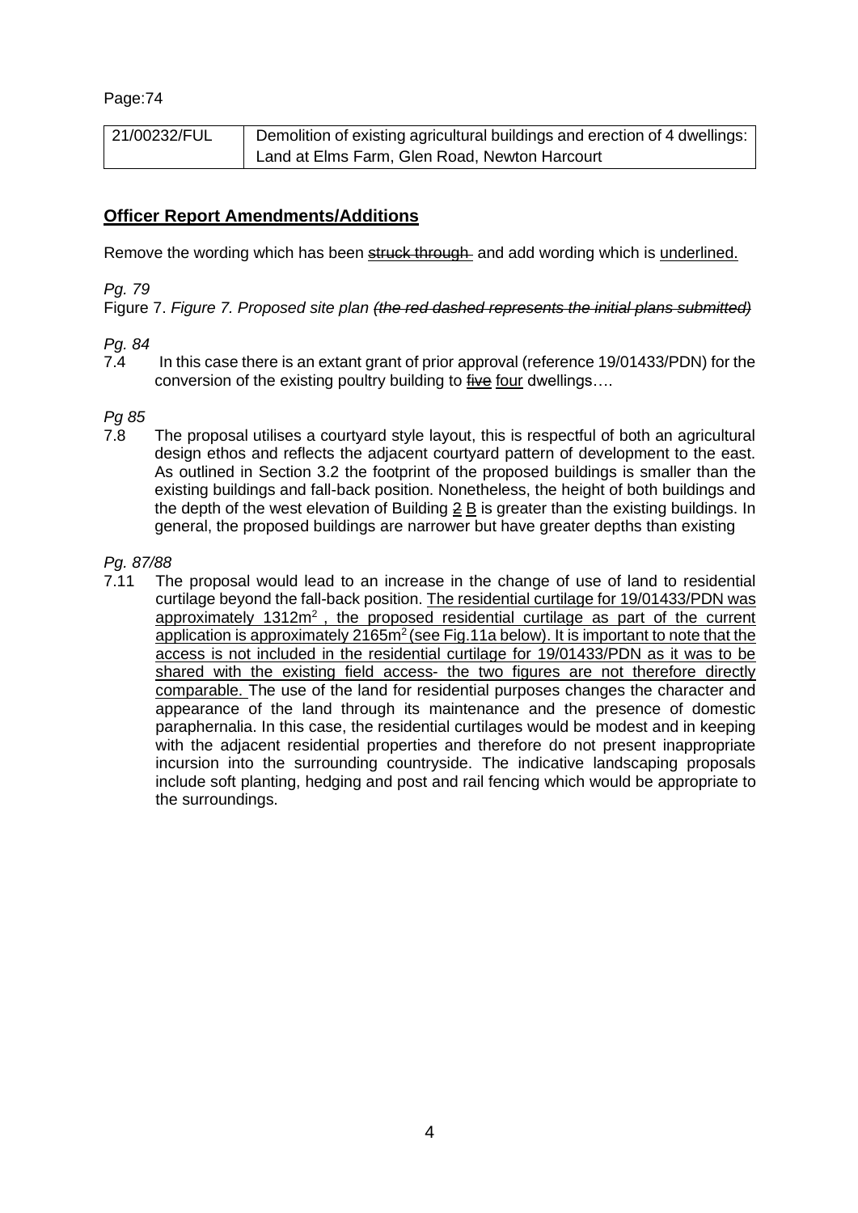Page:74

| 21/00232/FUL | Demolition of existing agricultural buildings and erection of 4 dwellings: Land at Elms Farm, Glen Road, Newton Harcourt |
|---|---|

## <u>**Officer Report Amendments/Additions**</u>

Remove the wording which has been ~~struck through~~ and add wording which is <u>underlined.</u>

*Pg. 79*

Figure 7. *Figure 7. Proposed site plan ~~(the red dashed represents the initial plans submitted)~~*

*Pg. 84*

7.4 In this case there is an extant grant of prior approval (reference 19/01433/PDN) for the conversion of the existing poultry building to ~~five~~ <u>four</u> dwellings….

*Pg 85*

7.8 The proposal utilises a courtyard style layout, this is respectful of both an agricultural design ethos and reflects the adjacent courtyard pattern of development to the east. As outlined in Section 3.2 the footprint of the proposed buildings is smaller than the existing buildings and fall-back position. Nonetheless, the height of both buildings and the depth of the west elevation of Building ~~2~~ <u>B</u> is greater than the existing buildings. In general, the proposed buildings are narrower but have greater depths than existing

*Pg. 87/88*

7.11 The proposal would lead to an increase in the change of use of land to residential curtilage beyond the fall-back position. <u>The residential curtilage for 19/01433/PDN was approximately 1312$m^2$ , the proposed residential curtilage as part of the current application is approximately 2165$m^2$ (see Fig.11a below). It is important to note that the access is not included in the residential curtilage for 19/01433/PDN as it was to be shared with the existing field access- the two figures are not therefore directly comparable.</u> The use of the land for residential purposes changes the character and appearance of the land through its maintenance and the presence of domestic paraphernalia. In this case, the residential curtilages would be modest and in keeping with the adjacent residential properties and therefore do not present inappropriate incursion into the surrounding countryside. The indicative landscaping proposals include soft planting, hedging and post and rail fencing which would be appropriate to the surroundings.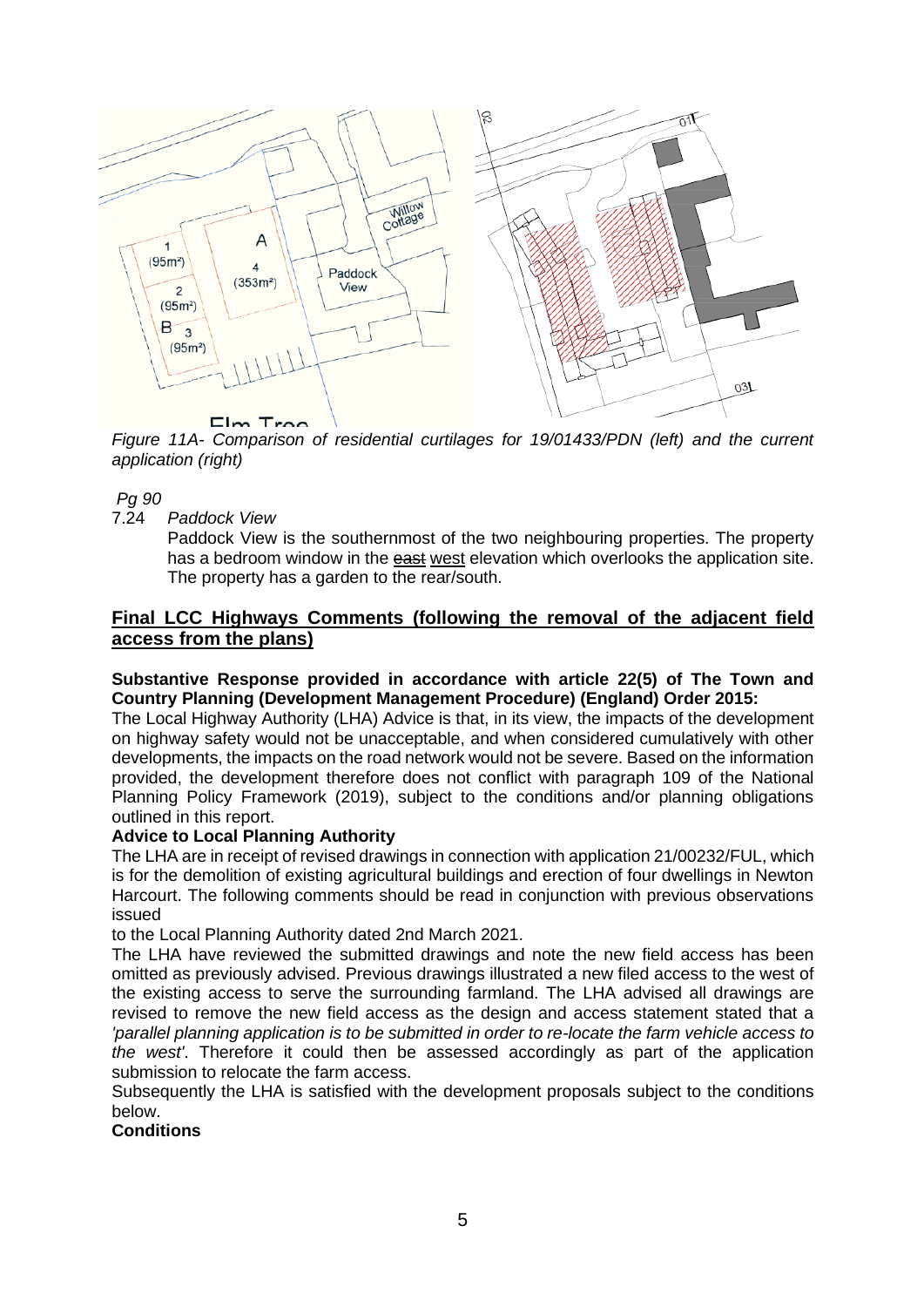*Figure 11A- Comparison of residential curtilages for 19/01433/PDN (left) and the current application (right)*

*Pg 90*

7.24 *Paddock View*

Paddock View is the southernmost of the two neighbouring properties. The property has a bedroom window in the ~~east~~ <u>west</u> elevation which overlooks the application site. The property has a garden to the rear/south.

## <u>Final LCC Highways Comments (following the removal of the adjacent field access from the plans)</u>

**Substantive Response provided in accordance with article 22(5) of The Town and Country Planning (Development Management Procedure) (England) Order 2015:**

The Local Highway Authority (LHA) Advice is that, in its view, the impacts of the development on highway safety would not be unacceptable, and when considered cumulatively with other developments, the impacts on the road network would not be severe. Based on the information provided, the development therefore does not conflict with paragraph 109 of the National Planning Policy Framework (2019), subject to the conditions and/or planning obligations outlined in this report.

**Advice to Local Planning Authority**

The LHA are in receipt of revised drawings in connection with application 21/00232/FUL, which is for the demolition of existing agricultural buildings and erection of four dwellings in Newton Harcourt. The following comments should be read in conjunction with previous observations issued

to the Local Planning Authority dated 2nd March 2021.

The LHA have reviewed the submitted drawings and note the new field access has been omitted as previously advised. Previous drawings illustrated a new filed access to the west of the existing access to serve the surrounding farmland. The LHA advised all drawings are revised to remove the new field access as the design and access statement stated that a *'parallel planning application is to be submitted in order to re-locate the farm vehicle access to the west'*. Therefore it could then be assessed accordingly as part of the application submission to relocate the farm access.

Subsequently the LHA is satisfied with the development proposals subject to the conditions below.

**Conditions**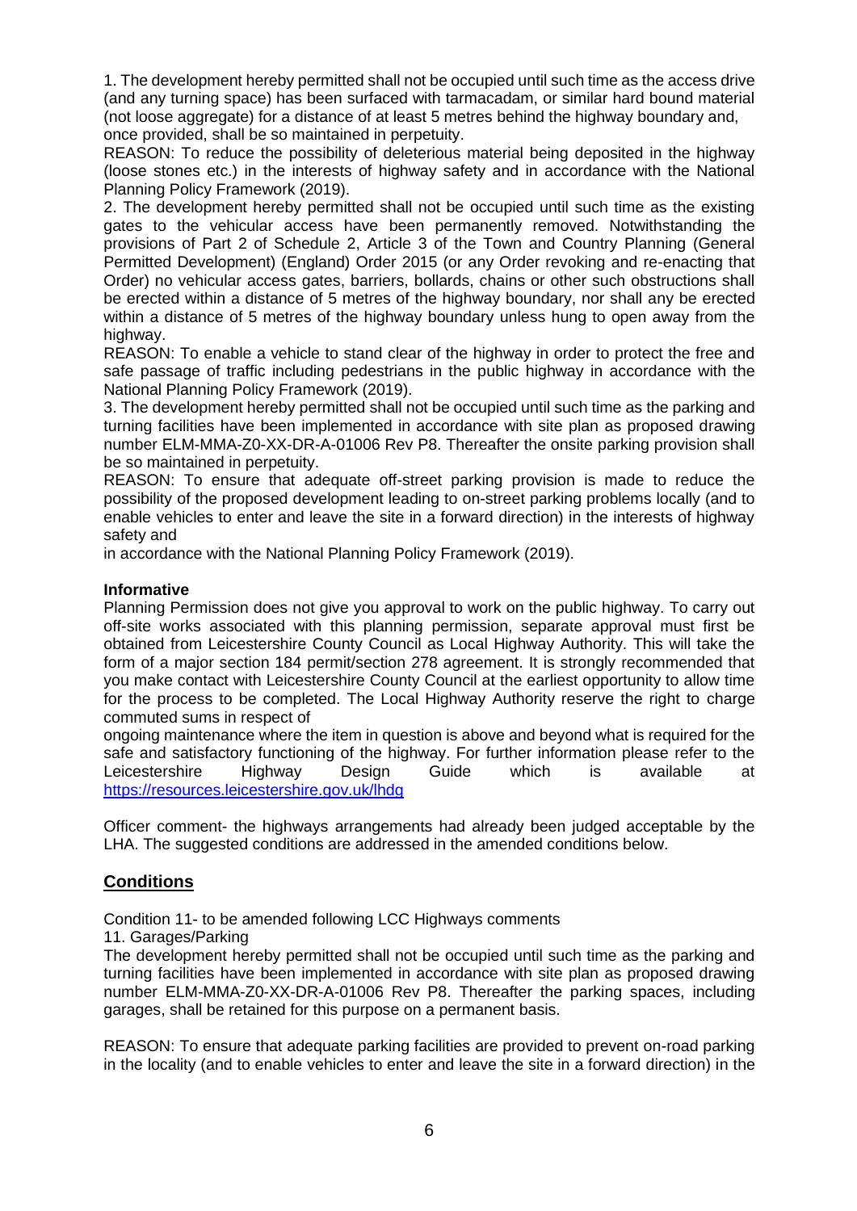1. The development hereby permitted shall not be occupied until such time as the access drive (and any turning space) has been surfaced with tarmacadam, or similar hard bound material (not loose aggregate) for a distance of at least 5 metres behind the highway boundary and, once provided, shall be so maintained in perpetuity.
REASON: To reduce the possibility of deleterious material being deposited in the highway (loose stones etc.) in the interests of highway safety and in accordance with the National Planning Policy Framework (2019).
2. The development hereby permitted shall not be occupied until such time as the existing gates to the vehicular access have been permanently removed. Notwithstanding the provisions of Part 2 of Schedule 2, Article 3 of the Town and Country Planning (General Permitted Development) (England) Order 2015 (or any Order revoking and re-enacting that Order) no vehicular access gates, barriers, bollards, chains or other such obstructions shall be erected within a distance of 5 metres of the highway boundary, nor shall any be erected within a distance of 5 metres of the highway boundary unless hung to open away from the highway.
REASON: To enable a vehicle to stand clear of the highway in order to protect the free and safe passage of traffic including pedestrians in the public highway in accordance with the National Planning Policy Framework (2019).
3. The development hereby permitted shall not be occupied until such time as the parking and turning facilities have been implemented in accordance with site plan as proposed drawing number ELM-MMA-Z0-XX-DR-A-01006 Rev P8. Thereafter the onsite parking provision shall be so maintained in perpetuity.
REASON: To ensure that adequate off-street parking provision is made to reduce the possibility of the proposed development leading to on-street parking problems locally (and to enable vehicles to enter and leave the site in a forward direction) in the interests of highway safety and
in accordance with the National Planning Policy Framework (2019).

**Informative**
Planning Permission does not give you approval to work on the public highway. To carry out off-site works associated with this planning permission, separate approval must first be obtained from Leicestershire County Council as Local Highway Authority. This will take the form of a major section 184 permit/section 278 agreement. It is strongly recommended that you make contact with Leicestershire County Council at the earliest opportunity to allow time for the process to be completed. The Local Highway Authority reserve the right to charge commuted sums in respect of
ongoing maintenance where the item in question is above and beyond what is required for the safe and satisfactory functioning of the highway. For further information please refer to the Leicestershire Highway Design Guide which is available at https://resources.leicestershire.gov.uk/lhdg

Officer comment- the highways arrangements had already been judged acceptable by the LHA. The suggested conditions are addressed in the amended conditions below.

## Conditions

Condition 11- to be amended following LCC Highways comments
11. Garages/Parking
The development hereby permitted shall not be occupied until such time as the parking and turning facilities have been implemented in accordance with site plan as proposed drawing number ELM-MMA-Z0-XX-DR-A-01006 Rev P8. Thereafter the parking spaces, including garages, shall be retained for this purpose on a permanent basis.

REASON: To ensure that adequate parking facilities are provided to prevent on-road parking in the locality (and to enable vehicles to enter and leave the site in a forward direction) in the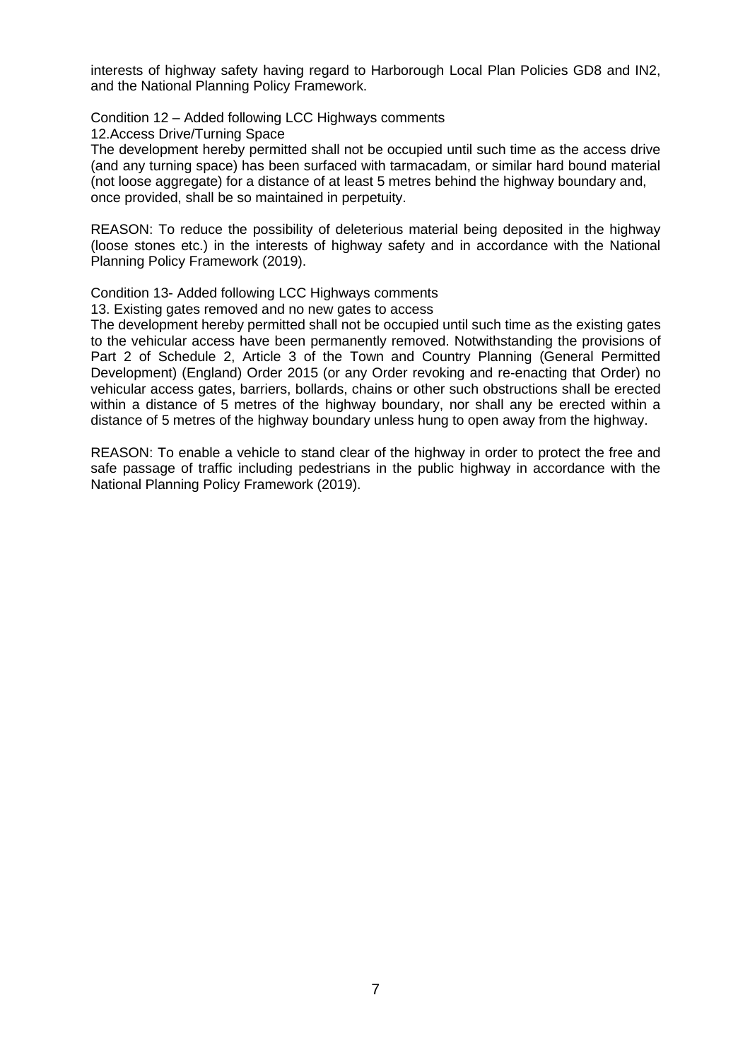interests of highway safety having regard to Harborough Local Plan Policies GD8 and IN2, and the National Planning Policy Framework.

Condition 12 – Added following LCC Highways comments

12.Access Drive/Turning Space

The development hereby permitted shall not be occupied until such time as the access drive (and any turning space) has been surfaced with tarmacadam, or similar hard bound material (not loose aggregate) for a distance of at least 5 metres behind the highway boundary and, once provided, shall be so maintained in perpetuity.

REASON: To reduce the possibility of deleterious material being deposited in the highway (loose stones etc.) in the interests of highway safety and in accordance with the National Planning Policy Framework (2019).

Condition 13- Added following LCC Highways comments

13. Existing gates removed and no new gates to access

The development hereby permitted shall not be occupied until such time as the existing gates to the vehicular access have been permanently removed. Notwithstanding the provisions of Part 2 of Schedule 2, Article 3 of the Town and Country Planning (General Permitted Development) (England) Order 2015 (or any Order revoking and re-enacting that Order) no vehicular access gates, barriers, bollards, chains or other such obstructions shall be erected within a distance of 5 metres of the highway boundary, nor shall any be erected within a distance of 5 metres of the highway boundary unless hung to open away from the highway.

REASON: To enable a vehicle to stand clear of the highway in order to protect the free and safe passage of traffic including pedestrians in the public highway in accordance with the National Planning Policy Framework (2019).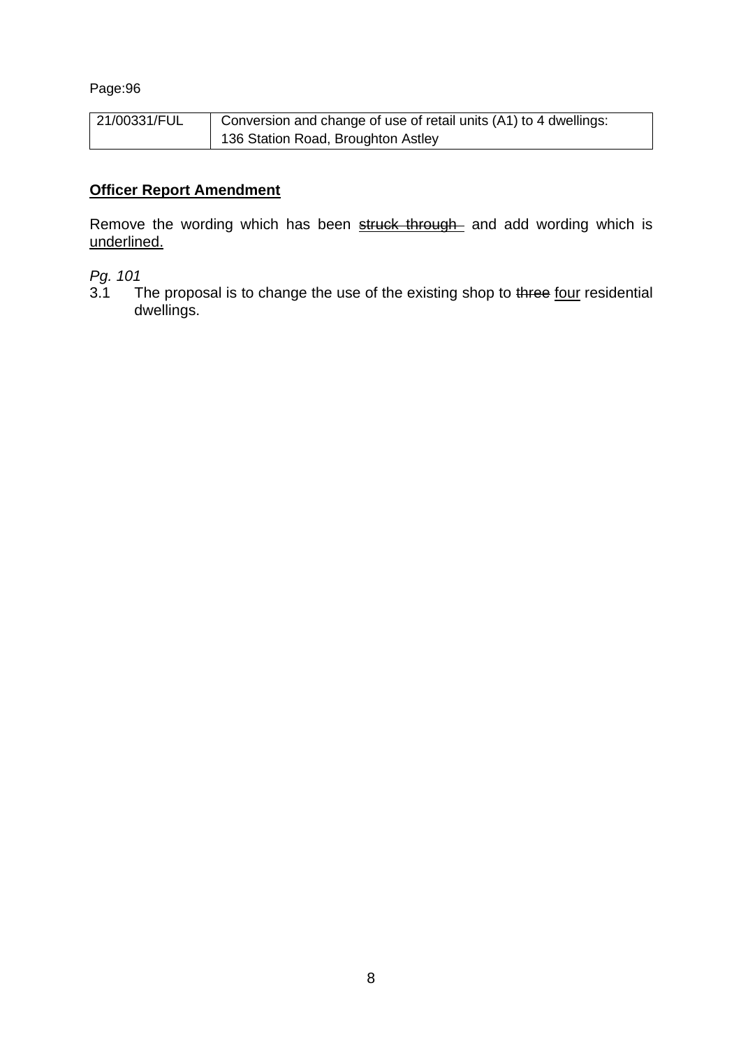Page:96

| 21/00331/FUL | Conversion and change of use of retail units (A1) to 4 dwellings: 136 Station Road, Broughton Astley |
|---|---|

**Officer Report Amendment**

Remove the wording which has been ~~struck through~~ and add wording which is <u>underlined.</u>

*Pg. 101*

3.1 The proposal is to change the use of the existing shop to ~~three~~ <u>four</u> residential dwellings.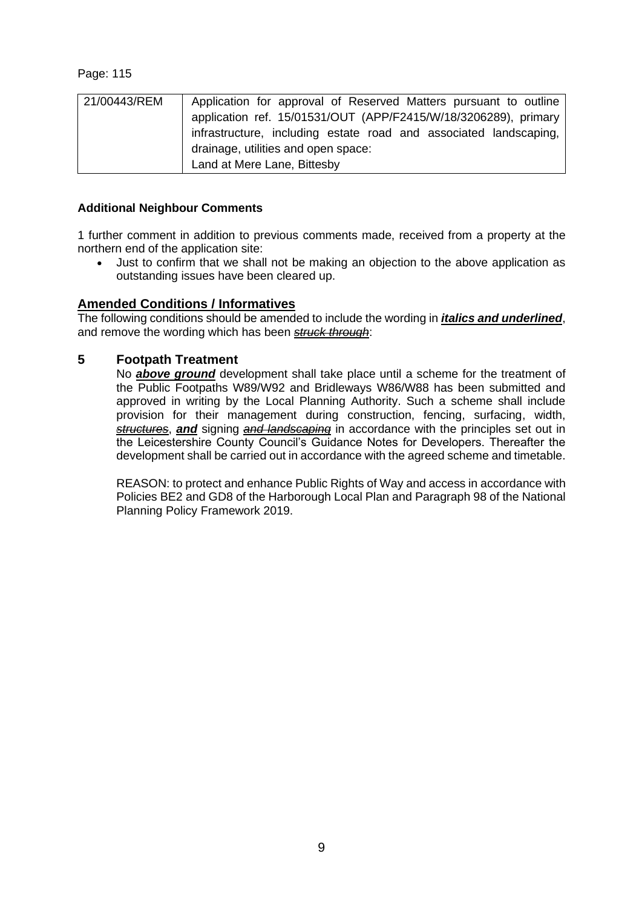Page: 115

| 21/00443/REM | Application for approval of Reserved Matters pursuant to outline application ref. 15/01531/OUT (APP/F2415/W/18/3206289), primary infrastructure, including estate road and associated landscaping, drainage, utilities and open space:<br>Land at Mere Lane, Bittesby |
|---|---|

**Additional Neighbour Comments**

1 further comment in addition to previous comments made, received from a property at the northern end of the application site:

- Just to confirm that we shall not be making an objection to the above application as outstanding issues have been cleared up.

## Amended Conditions / Informatives

The following conditions should be amended to include the wording in ***italics and underlined***, and remove the wording which has been ~~struck through~~:

### 5 Footpath Treatment

No ***above ground*** development shall take place until a scheme for the treatment of the Public Footpaths W89/W92 and Bridleways W86/W88 has been submitted and approved in writing by the Local Planning Authority. Such a scheme shall include provision for their management during construction, fencing, surfacing, width, ~~structures~~, ***and*** signing ~~and landscaping~~ in accordance with the principles set out in the Leicestershire County Council's Guidance Notes for Developers. Thereafter the development shall be carried out in accordance with the agreed scheme and timetable.

REASON: to protect and enhance Public Rights of Way and access in accordance with Policies BE2 and GD8 of the Harborough Local Plan and Paragraph 98 of the National Planning Policy Framework 2019.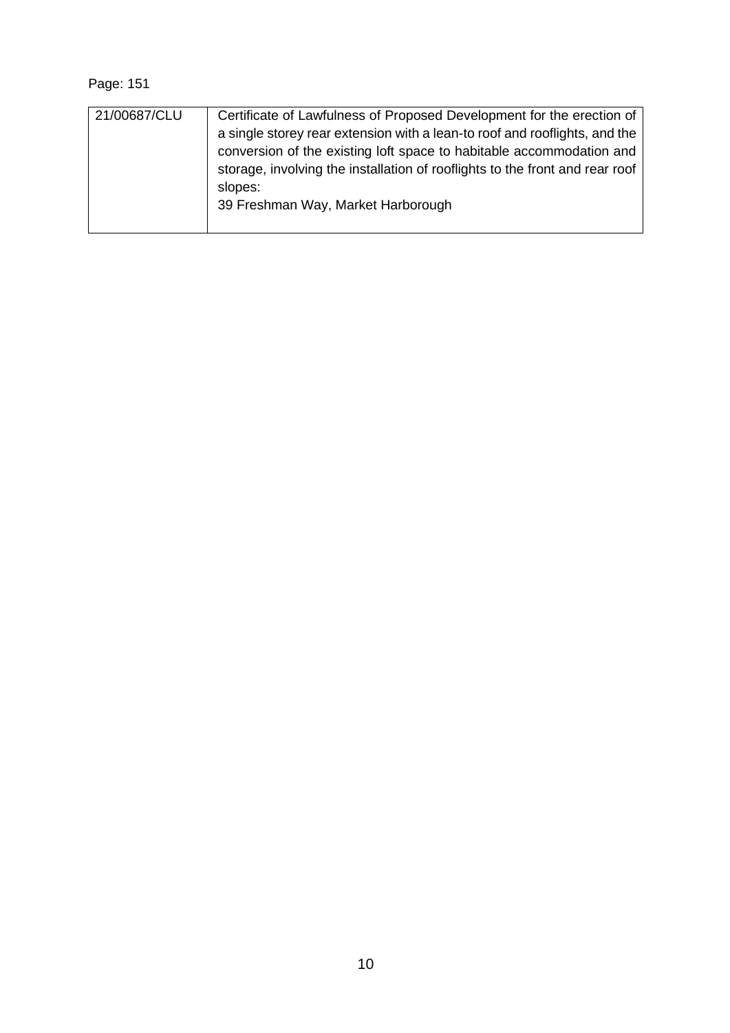Page: 151

| 21/00687/CLU | Certificate of Lawfulness of Proposed Development for the erection of a single storey rear extension with a lean-to roof and rooflights, and the conversion of the existing loft space to habitable accommodation and storage, involving the installation of rooflights to the front and rear roof slopes:<br>39 Freshman Way, Market Harborough |
|---|---|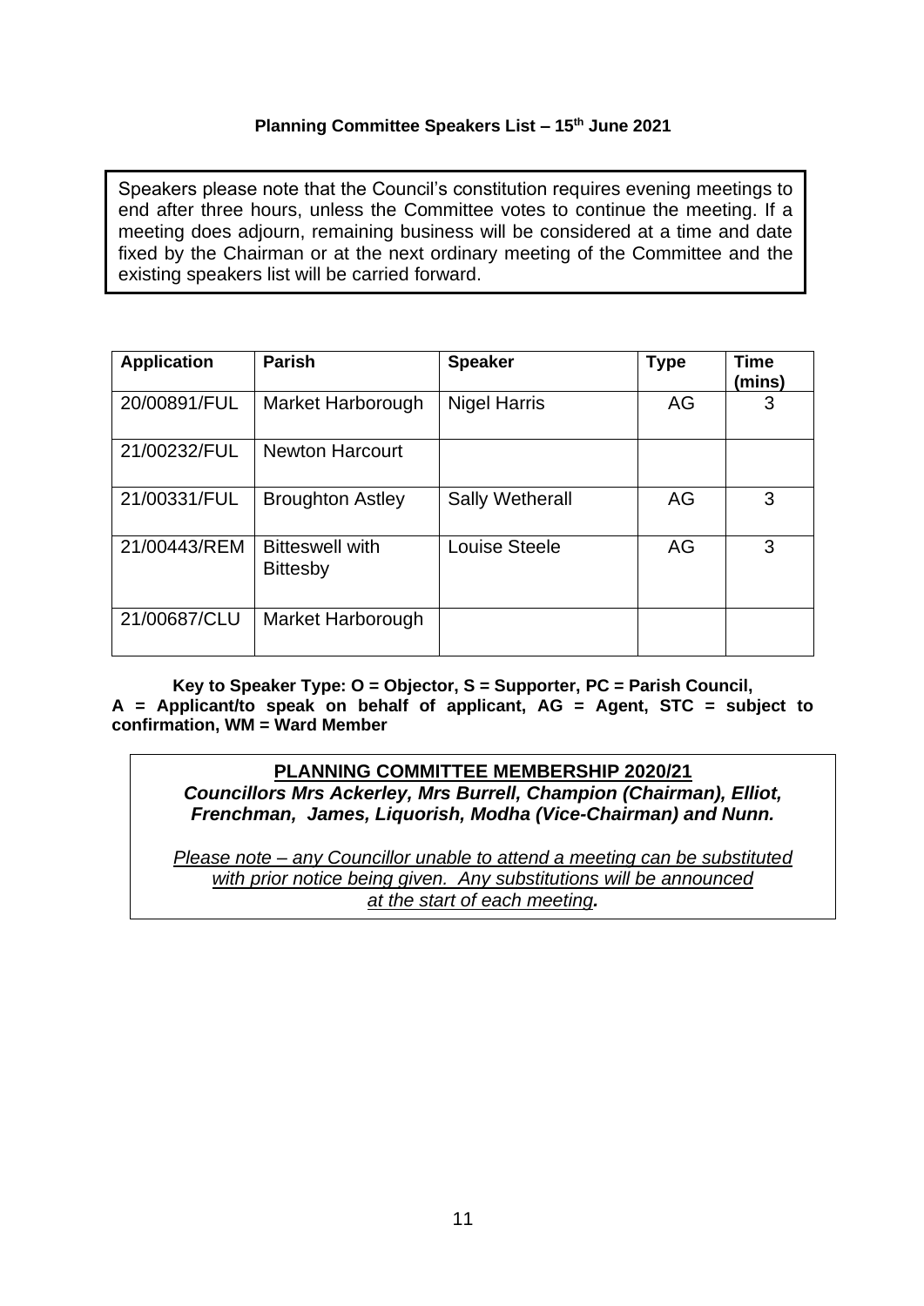**Planning Committee Speakers List – 15th June 2021**

Speakers please note that the Council's constitution requires evening meetings to end after three hours, unless the Committee votes to continue the meeting. If a meeting does adjourn, remaining business will be considered at a time and date fixed by the Chairman or at the next ordinary meeting of the Committee and the existing speakers list will be carried forward.

| Application | Parish | Speaker | Type | Time (mins) |
|---|---|---|---|---|
| 20/00891/FUL | Market Harborough | Nigel Harris | AG | 3 |
| 21/00232/FUL | Newton Harcourt | | | |
| 21/00331/FUL | Broughton Astley | Sally Wetherall | AG | 3 |
| 21/00443/REM | Bitteswell with Bittesby | Louise Steele | AG | 3 |
| 21/00687/CLU | Market Harborough | | | |

**Key to Speaker Type: O = Objector, S = Supporter, PC = Parish Council, A = Applicant/to speak on behalf of applicant, AG = Agent, STC = subject to confirmation, WM = Ward Member**

**PLANNING COMMITTEE MEMBERSHIP 2020/21**

***Councillors Mrs Ackerley, Mrs Burrell, Champion (Chairman), Elliot, Frenchman, James, Liquorish, Modha (Vice-Chairman) and Nunn.***

*Please note – any Councillor unable to attend a meeting can be substituted with prior notice being given. Any substitutions will be announced at the start of each meeting.*